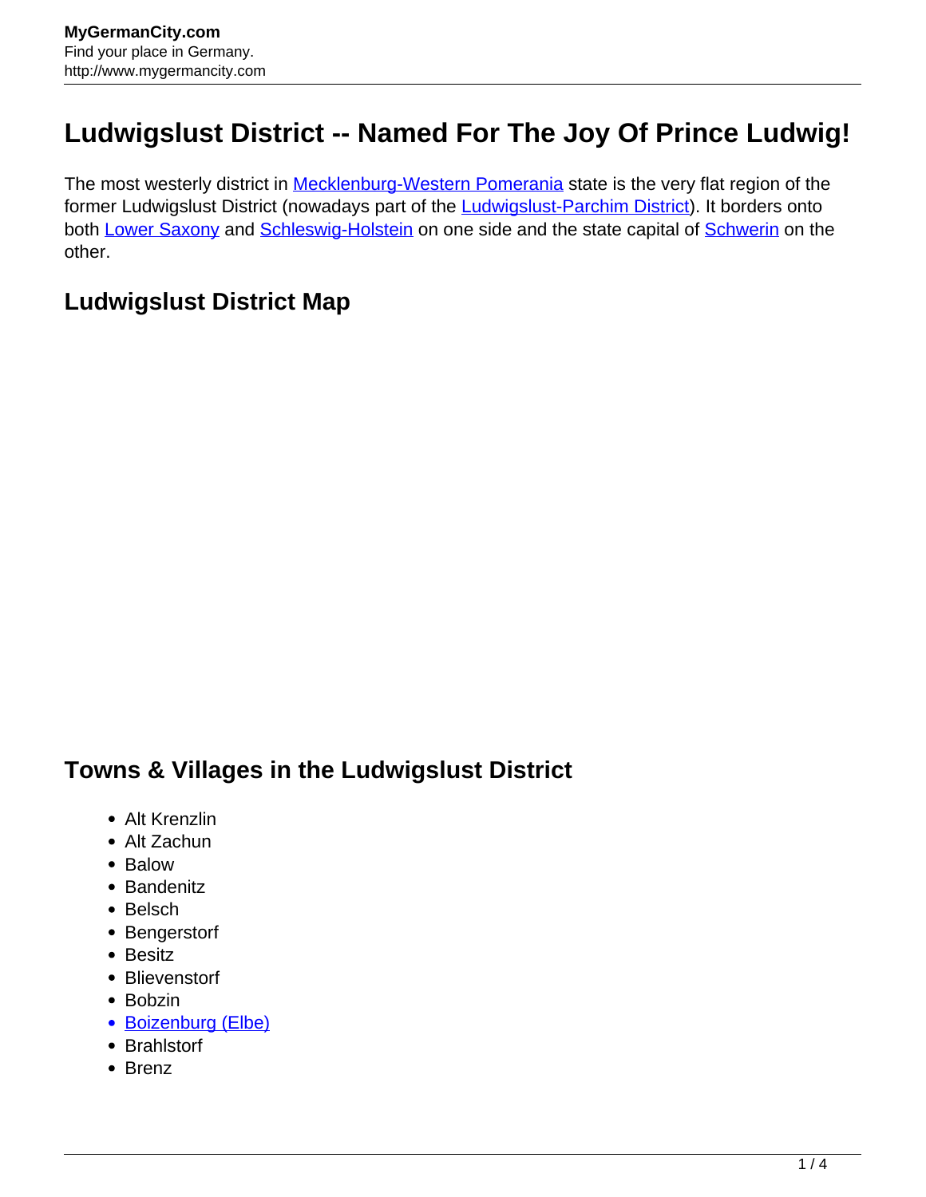# Ludwigslust District -- Named For The Joy Of Prince Ludwig!

The most westerly district in [Mecklenburg-Western Pomerania]() state is the very flat region of the former Ludwigslust District (nowadays part of the [Ludwigslust-Parchim District]()). It borders onto both [Lower Saxony]() and [Schleswig-Holstein]() on one side and the state capital of [Schwerin]() on the other.

## Ludwigslust District Map

## Towns & Villages in the Ludwigslust District

- Alt Krenzlin
- Alt Zachun
- Balow
- Bandenitz
- Belsch
- Bengerstorf
- Besitz
- Blievenstorf
- Bobzin
- [Boizenburg (Elbe)]()
- Brahlstorf
- Brenz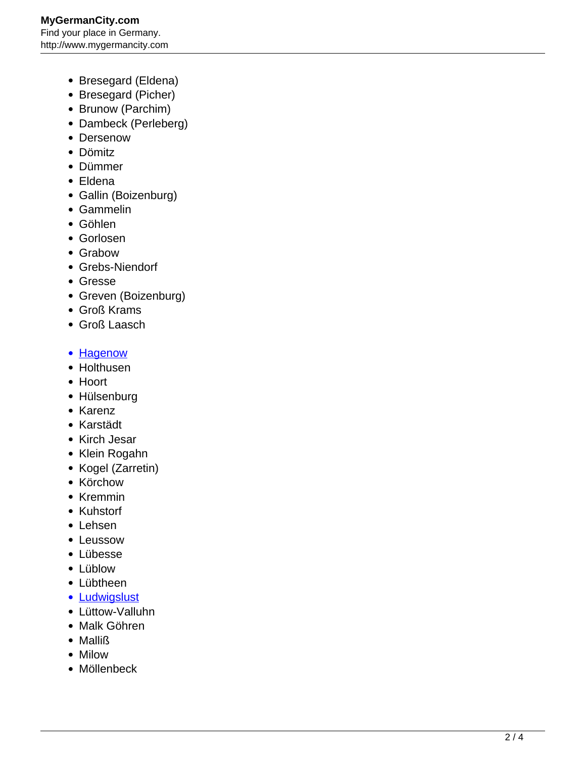- Bresegard (Eldena)
- Bresegard (Picher)
- Brunow (Parchim)
- Dambeck (Perleberg)
- Dersenow
- Dömitz
- Dümmer
- Eldena
- Gallin (Boizenburg)
- Gammelin
- Göhlen
- Gorlosen
- Grabow
- Grebs-Niendorf
- Gresse
- Greven (Boizenburg)
- Groß Krams
- Groß Laasch

- Hagenow
- Holthusen
- Hoort
- Hülsenburg
- Karenz
- Karstädt
- Kirch Jesar
- Klein Rogahn
- Kogel (Zarretin)
- Körchow
- Kremmin
- Kuhstorf
- Lehsen
- Leussow
- Lübesse
- Lüblow
- Lübtheen
- Ludwigslust
- Lüttow-Valluhn
- Malk Göhren
- Malliß
- Milow
- Möllenbeck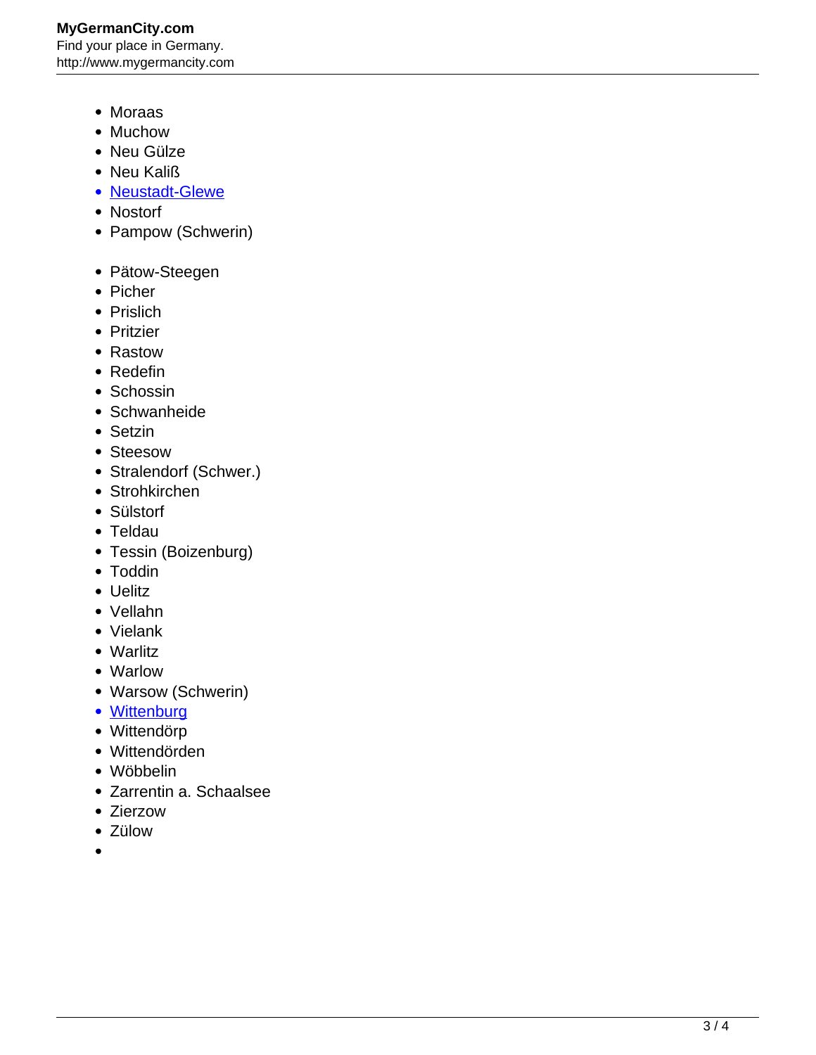- Moraas
- Muchow
- Neu Gülze
- Neu Kaliß
- [Neustadt-Glewe]
- Nostorf
- Pampow (Schwerin)

- Pätow-Steegen
- Picher
- Prislich
- Pritzier
- Rastow
- Redefin
- Schossin
- Schwanheide
- Setzin
- Steesow
- Stralendorf (Schwer.)
- Strohkirchen
- Sülstorf
- Teldau
- Tessin (Boizenburg)
- Toddin
- Uelitz
- Vellahn
- Vielank
- Warlitz
- Warlow
- Warsow (Schwerin)
- [Wittenburg]
- Wittendörp
- Wittendörden
- Wöbbelin
- Zarrentin a. Schaalsee
- Zierzow
- Zülow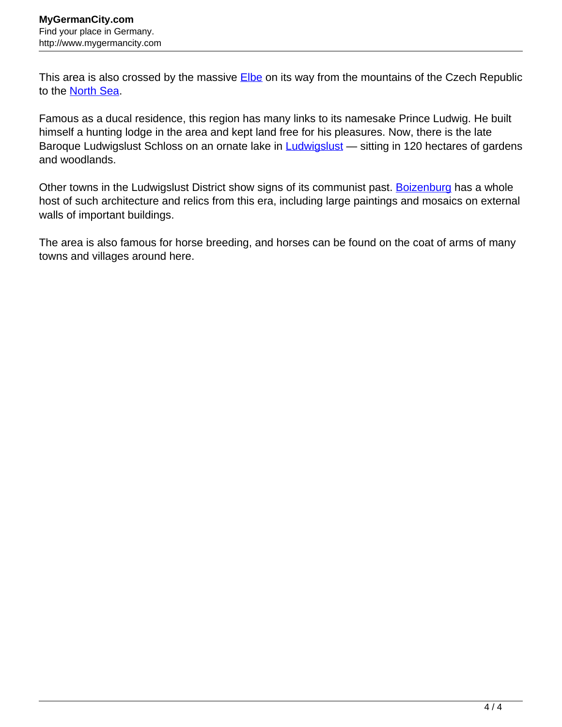This area is also crossed by the massive Elbe on its way from the mountains of the Czech Republic to the North Sea.

Famous as a ducal residence, this region has many links to its namesake Prince Ludwig. He built himself a hunting lodge in the area and kept land free for his pleasures. Now, there is the late Baroque Ludwigslust Schloss on an ornate lake in Ludwigslust — sitting in 120 hectares of gardens and woodlands.

Other towns in the Ludwigslust District show signs of its communist past. Boizenburg has a whole host of such architecture and relics from this era, including large paintings and mosaics on external walls of important buildings.

The area is also famous for horse breeding, and horses can be found on the coat of arms of many towns and villages around here.